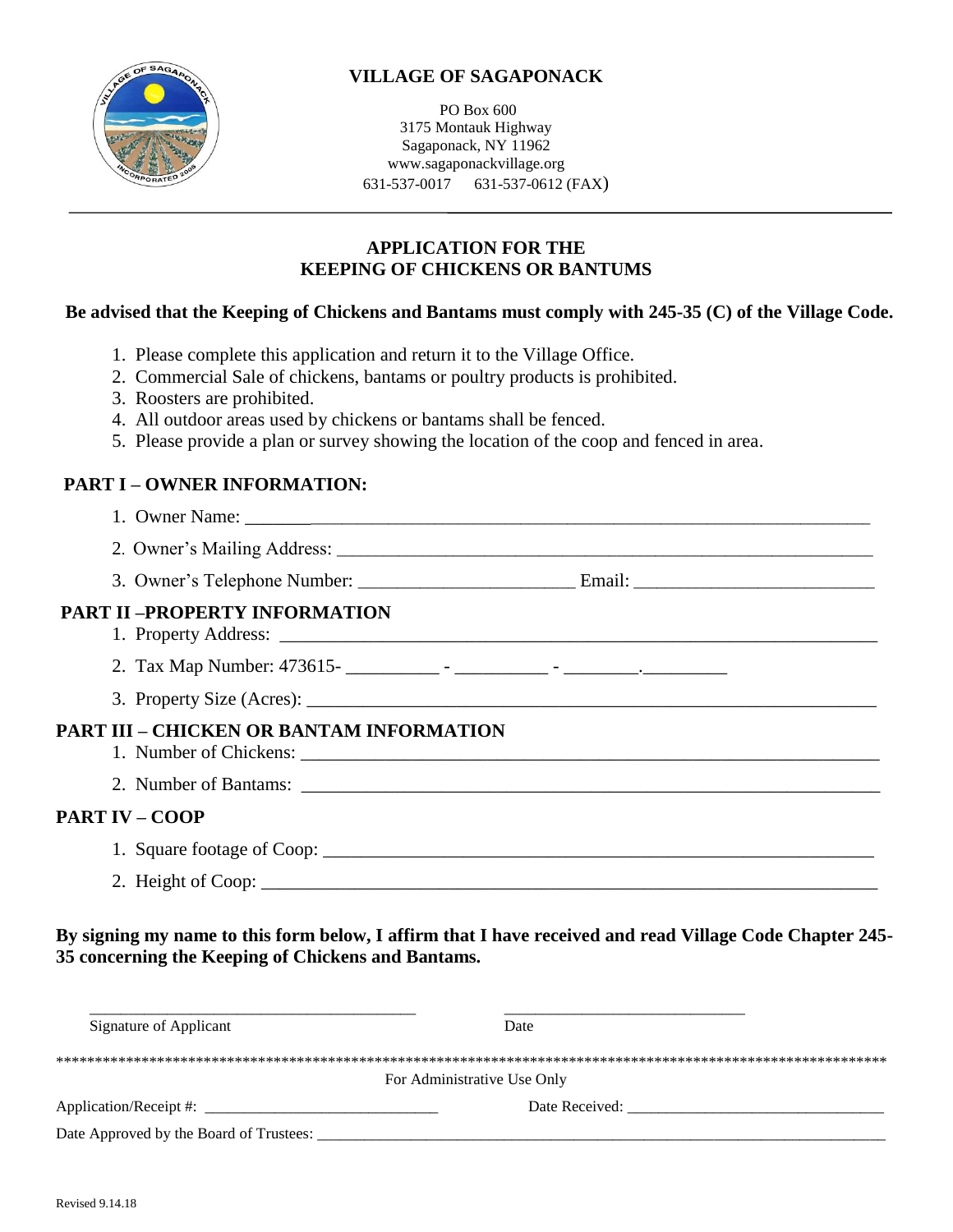# VILLAGE OF SAGAPONACK

PO Box 600
3175 Montauk Highway
Sagaponack, NY 11962
www.sagaponackvillage.org
631-537-0017 631-537-0612 (FAX)

---

## APPLICATION FOR THE KEEPING OF CHICKENS OR BANTUMS

**Be advised that the Keeping of Chickens and Bantams must comply with 245-35 (C) of the Village Code.**

1. Please complete this application and return it to the Village Office.
2. Commercial Sale of chickens, bantams or poultry products is prohibited.
3. Roosters are prohibited.
4. All outdoor areas used by chickens or bantams shall be fenced.
5. Please provide a plan or survey showing the location of the coop and fenced in area.

### PART I – OWNER INFORMATION:

1. Owner Name: ______________________________________________
2. Owner's Mailing Address: ______________________________________________
3. Owner's Telephone Number: ______________________ Email: ______________________

### PART II –PROPERTY INFORMATION

1. Property Address: ______________________________________________
2. Tax Map Number: 473615- __________ - __________ - ________.________
3. Property Size (Acres): ______________________________________________

### PART III – CHICKEN OR BANTAM INFORMATION

1. Number of Chickens: ______________________________________________
2. Number of Bantams: ______________________________________________

### PART IV – COOP

1. Square footage of Coop: ______________________________________________
2. Height of Coop: ______________________________________________

**By signing my name to this form below, I affirm that I have received and read Village Code Chapter 245-35 concerning the Keeping of Chickens and Bantams.**

______________________________ ______________________________
Signature of Applicant Date

*****************************************************************************************************

For Administrative Use Only

Application/Receipt #: ______________________________ Date Received: ______________________________

Date Approved by the Board of Trustees: ______________________________________________

Revised 9.14.18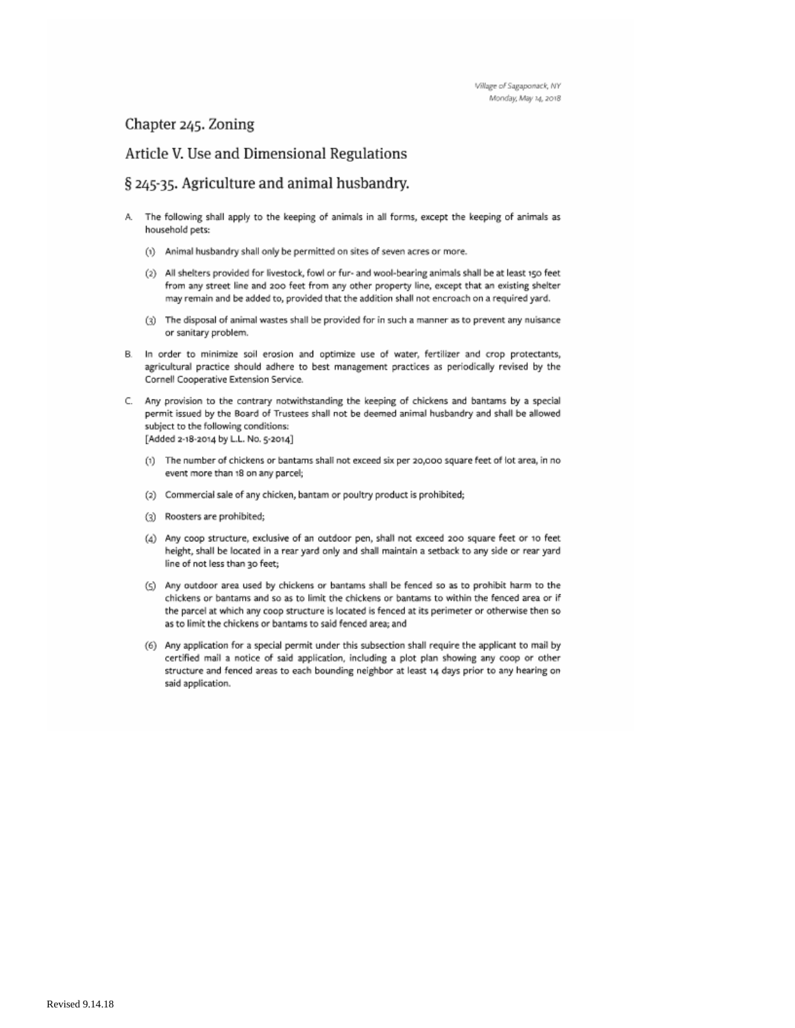Village of Sagaponack, NY
Monday, May 14, 2018

# Chapter 245. Zoning

## Article V. Use and Dimensional Regulations

## § 245-35. Agriculture and animal husbandry.

A. The following shall apply to the keeping of animals in all forms, except the keeping of animals as household pets:

(1) Animal husbandry shall only be permitted on sites of seven acres or more.

(2) All shelters provided for livestock, fowl or fur- and wool-bearing animals shall be at least 150 feet from any street line and 200 feet from any other property line, except that an existing shelter may remain and be added to, provided that the addition shall not encroach on a required yard.

(3) The disposal of animal wastes shall be provided for in such a manner as to prevent any nuisance or sanitary problem.

B. In order to minimize soil erosion and optimize use of water, fertilizer and crop protectants, agricultural practice should adhere to best management practices as periodically revised by the Cornell Cooperative Extension Service.

C. Any provision to the contrary notwithstanding the keeping of chickens and bantams by a special permit issued by the Board of Trustees shall not be deemed animal husbandry and shall be allowed subject to the following conditions:
[Added 2-18-2014 by L.L. No. 5-2014]

(1) The number of chickens or bantams shall not exceed six per 20,000 square feet of lot area, in no event more than 18 on any parcel;

(2) Commercial sale of any chicken, bantam or poultry product is prohibited;

(3) Roosters are prohibited;

(4) Any coop structure, exclusive of an outdoor pen, shall not exceed 200 square feet or 10 feet height, shall be located in a rear yard only and shall maintain a setback to any side or rear yard line of not less than 30 feet;

(5) Any outdoor area used by chickens or bantams shall be fenced so as to prohibit harm to the chickens or bantams and so as to limit the chickens or bantams to within the fenced area or if the parcel at which any coop structure is located is fenced at its perimeter or otherwise then so as to limit the chickens or bantams to said fenced area; and

(6) Any application for a special permit under this subsection shall require the applicant to mail by certified mail a notice of said application, including a plot plan showing any coop or other structure and fenced areas to each bounding neighbor at least 14 days prior to any hearing on said application.

Revised 9.14.18